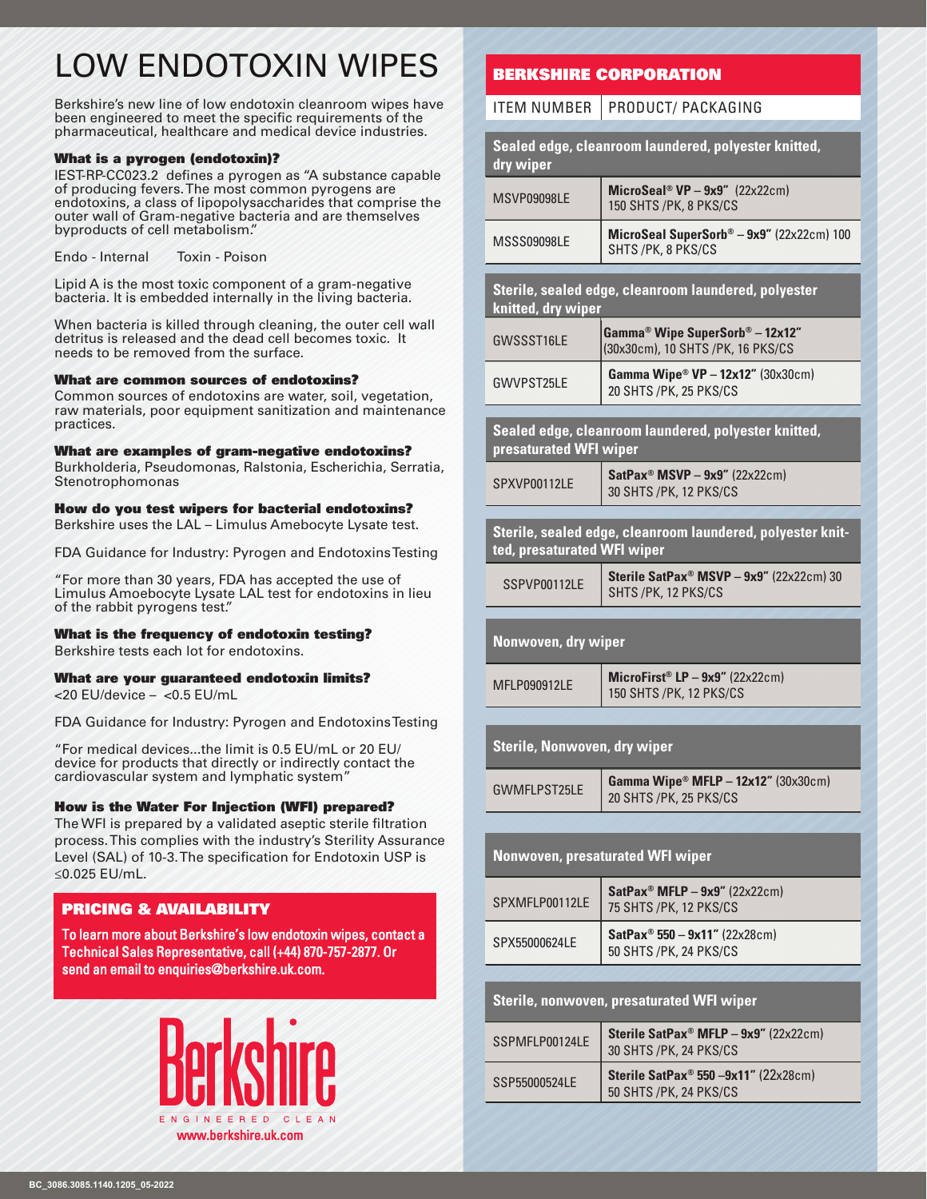# LOW ENDOTOXIN WIPES

Berkshire's new line of low endotoxin cleanroom wipes have been engineered to meet the specific requirements of the pharmaceutical, healthcare and medical device industries.

### What is a pyrogen (endotoxin)?

IEST-RP-CC023.2 defines a pyrogen as "A substance capable of producing fevers. The most common pyrogens are endotoxins, a class of lipopolysaccharides that comprise the outer wall of Gram-negative bacteria and are themselves byproducts of cell metabolism."

Endo - Internal    Toxin - Poison

Lipid A is the most toxic component of a gram-negative bacteria. It is embedded internally in the living bacteria.

When bacteria is killed through cleaning, the outer cell wall detritus is released and the dead cell becomes toxic. It needs to be removed from the surface.

### What are common sources of endotoxins?

Common sources of endotoxins are water, soil, vegetation, raw materials, poor equipment sanitization and maintenance practices.

### What are examples of gram-negative endotoxins?

Burkholderia, Pseudomonas, Ralstonia, Escherichia, Serratia, Stenotrophomonas

### How do you test wipers for bacterial endotoxins?

Berkshire uses the LAL – Limulus Amebocyte Lysate test.

FDA Guidance for Industry: Pyrogen and Endotoxins Testing

"For more than 30 years, FDA has accepted the use of Limulus Amoebocyte Lysate LAL test for endotoxins in lieu of the rabbit pyrogens test."

### What is the frequency of endotoxin testing?

Berkshire tests each lot for endotoxins.

### What are your guaranteed endotoxin limits?

<20 EU/device – <0.5 EU/mL

FDA Guidance for Industry: Pyrogen and Endotoxins Testing

"For medical devices...the limit is 0.5 EU/mL or 20 EU/device for products that directly or indirectly contact the cardiovascular system and lymphatic system"

### How is the Water For Injection (WFI) prepared?

The WFI is prepared by a validated aseptic sterile filtration process. This complies with the industry's Sterility Assurance Level (SAL) of 10-3. The specification for Endotoxin USP is ≤0.025 EU/mL.

## PRICING & AVAILABILITY

**To learn more about Berkshire's low endotoxin wipes, contact a Technical Sales Representative, call (+44) 870-757-2877. Or send an email to enquiries@berkshire.uk.com.**

Berkshire
ENGINEERED CLEAN
www.berkshire.uk.com

## BERKSHIRE CORPORATION

| ITEM NUMBER | PRODUCT/ PACKAGING |
|---|---|
| **Sealed edge, cleanroom laundered, polyester knitted, dry wiper** | |
| MSVP09098LE | **MicroSeal® VP – 9x9"** (22x22cm) 150 SHTS /PK, 8 PKS/CS |
| MSSS09098LE | **MicroSeal SuperSorb® – 9x9"** (22x22cm) 100 SHTS /PK, 8 PKS/CS |
| **Sterile, sealed edge, cleanroom laundered, polyester knitted, dry wiper** | |
| GWSSST16LE | **Gamma® Wipe SuperSorb® – 12x12"** (30x30cm), 10 SHTS /PK, 16 PKS/CS |
| GWVPST25LE | **Gamma Wipe® VP – 12x12"** (30x30cm) 20 SHTS /PK, 25 PKS/CS |
| **Sealed edge, cleanroom laundered, polyester knitted, presaturated WFI wiper** | |
| SPXVP00112LE | **SatPax® MSVP – 9x9"** (22x22cm) 30 SHTS /PK, 12 PKS/CS |
| **Sterile, sealed edge, cleanroom laundered, polyester knitted, presaturated WFI wiper** | |
| SSPVP00112LE | **Sterile SatPax® MSVP – 9x9"** (22x22cm) 30 SHTS /PK, 12 PKS/CS |
| **Nonwoven, dry wiper** | |
| MFLP090912LE | **MicroFirst® LP – 9x9"** (22x22cm) 150 SHTS /PK, 12 PKS/CS |
| **Sterile, Nonwoven, dry wiper** | |
| GWMFLPST25LE | **Gamma Wipe® MFLP – 12x12"** (30x30cm) 20 SHTS /PK, 25 PKS/CS |
| **Nonwoven, presaturated WFI wiper** | |
| SPXMFLP00112LE | **SatPax® MFLP – 9x9"** (22x22cm) 75 SHTS /PK, 12 PKS/CS |
| SPX55000624LE | **SatPax® 550 – 9x11"** (22x28cm) 50 SHTS /PK, 24 PKS/CS |
| **Sterile, nonwoven, presaturated WFI wiper** | |
| SSPMFLP00124LE | **Sterile SatPax® MFLP – 9x9"** (22x22cm) 30 SHTS /PK, 24 PKS/CS |
| SSP55000524LE | **Sterile SatPax® 550 –9x11"** (22x28cm) 50 SHTS /PK, 24 PKS/CS |

BC_3086.3085.1140.1205_05-2022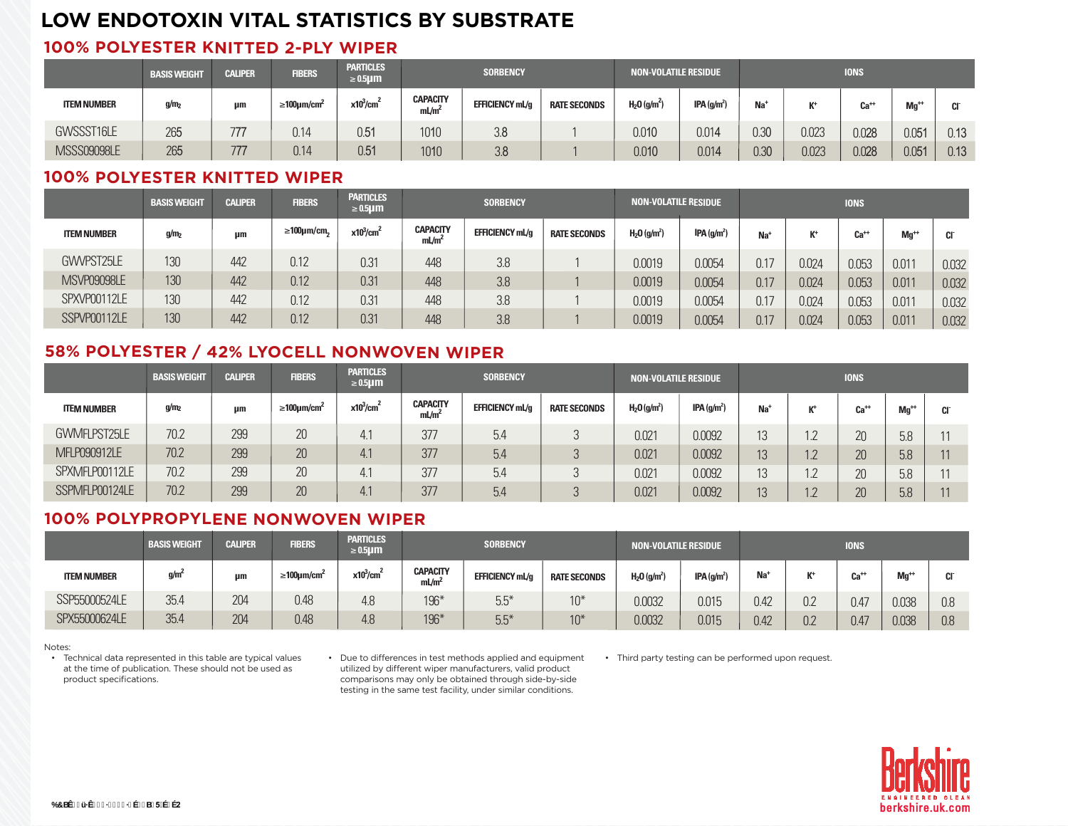# LOW ENDOTOXIN VITAL STATISTICS BY SUBSTRATE

## 100% POLYESTER KNITTED 2-PLY WIPER

| | BASIS WEIGHT | CALIPER | FIBERS | PARTICLES ≥ 0.5µm | SORBENCY | | | NON-VOLATILE RESIDUE | | IONS | | | | |
|---|---|---|---|---|---|---|---|---|---|---|---|---|---|---|
| ITEM NUMBER | g/m2 | µm | ≥100µm/cm² | x10³/cm² | CAPACITY mL/m² | EFFICIENCY mL/g | RATE SECONDS | $H_2O$ (g/m²) | IPA (g/m²) | $Na^+$ | $K^+$ | $Ca^{++}$ | $Mg^{++}$ | $Cl^-$ |
| GWSSST16LE | 265 | 777 | 0.14 | 0.51 | 1010 | 3.8 | 1 | 0.010 | 0.014 | 0.30 | 0.023 | 0.028 | 0.051 | 0.13 |
| MSSS09098LE | 265 | 777 | 0.14 | 0.51 | 1010 | 3.8 | 1 | 0.010 | 0.014 | 0.30 | 0.023 | 0.028 | 0.051 | 0.13 |

## 100% POLYESTER KNITTED WIPER

| | BASIS WEIGHT | CALIPER | FIBERS | PARTICLES ≥ 0.5µm | SORBENCY | | | NON-VOLATILE RESIDUE | | IONS | | | | |
|---|---|---|---|---|---|---|---|---|---|---|---|---|---|---|
| ITEM NUMBER | g/m2 | µm | ≥100µm/cm2 | x10³/cm² | CAPACITY mL/m² | EFFICIENCY mL/g | RATE SECONDS | $H_2O$ (g/m²) | IPA (g/m²) | $Na^+$ | $K^+$ | $Ca^{++}$ | $Mg^{++}$ | $Cl^-$ |
| GWVPST25LE | 130 | 442 | 0.12 | 0.31 | 448 | 3.8 | 1 | 0.0019 | 0.0054 | 0.17 | 0.024 | 0.053 | 0.011 | 0.032 |
| MSVP09098LE | 130 | 442 | 0.12 | 0.31 | 448 | 3.8 | 1 | 0.0019 | 0.0054 | 0.17 | 0.024 | 0.053 | 0.011 | 0.032 |
| SPXVP00112LE | 130 | 442 | 0.12 | 0.31 | 448 | 3.8 | 1 | 0.0019 | 0.0054 | 0.17 | 0.024 | 0.053 | 0.011 | 0.032 |
| SSPVP00112LE | 130 | 442 | 0.12 | 0.31 | 448 | 3.8 | 1 | 0.0019 | 0.0054 | 0.17 | 0.024 | 0.053 | 0.011 | 0.032 |

## 58% POLYESTER / 42% LYOCELL NONWOVEN WIPER

| | BASIS WEIGHT | CALIPER | FIBERS | PARTICLES ≥ 0.5µm | SORBENCY | | | NON-VOLATILE RESIDUE | | IONS | | | | |
|---|---|---|---|---|---|---|---|---|---|---|---|---|---|---|
| ITEM NUMBER | g/m2 | µm | ≥100µm/cm² | x10³/cm² | CAPACITY mL/m² | EFFICIENCY mL/g | RATE SECONDS | $H_2O$ (g/m²) | IPA (g/m²) | $Na^+$ | $K^+$ | $Ca^{++}$ | $Mg^{++}$ | $Cl^-$ |
| GWMFLPST25LE | 70.2 | 299 | 20 | 4.1 | 377 | 5.4 | 3 | 0.021 | 0.0092 | 13 | 1.2 | 20 | 5.8 | 11 |
| MFLP090912LE | 70.2 | 299 | 20 | 4.1 | 377 | 5.4 | 3 | 0.021 | 0.0092 | 13 | 1.2 | 20 | 5.8 | 11 |
| SPXMFLP00112LE | 70.2 | 299 | 20 | 4.1 | 377 | 5.4 | 3 | 0.021 | 0.0092 | 13 | 1.2 | 20 | 5.8 | 11 |
| SSPMFLP00124LE | 70.2 | 299 | 20 | 4.1 | 377 | 5.4 | 3 | 0.021 | 0.0092 | 13 | 1.2 | 20 | 5.8 | 11 |

## 100% POLYPROPYLENE NONWOVEN WIPER

| | BASIS WEIGHT | CALIPER | FIBERS | PARTICLES ≥ 0.5µm | SORBENCY | | | NON-VOLATILE RESIDUE | | IONS | | | | |
|---|---|---|---|---|---|---|---|---|---|---|---|---|---|---|
| ITEM NUMBER | g/m² | µm | ≥100µm/cm² | x10³/cm² | CAPACITY mL/m² | EFFICIENCY mL/g | RATE SECONDS | $H_2O$ (g/m²) | IPA (g/m²) | $Na^+$ | $K^+$ | $Ca^{++}$ | $Mg^{++}$ | $Cl^-$ |
| SSP55000524LE | 35.4 | 204 | 0.48 | 4.8 | 196* | 5.5* | 10* | 0.0032 | 0.015 | 0.42 | 0.2 | 0.47 | 0.038 | 0.8 |
| SPX55000624LE | 35.4 | 204 | 0.48 | 4.8 | 196* | 5.5* | 10* | 0.0032 | 0.015 | 0.42 | 0.2 | 0.47 | 0.038 | 0.8 |

Notes:

- Technical data represented in this table are typical values at the time of publication. These should not be used as product specifications.
- Due to differences in test methods applied and equipment utilized by different wiper manufacturers, valid product comparisons may only be obtained through side-by-side testing in the same test facility, under similar conditions.
- Third party testing can be performed upon request.

Berkshire
ENGINEERED CLEAN
berkshire.uk.com